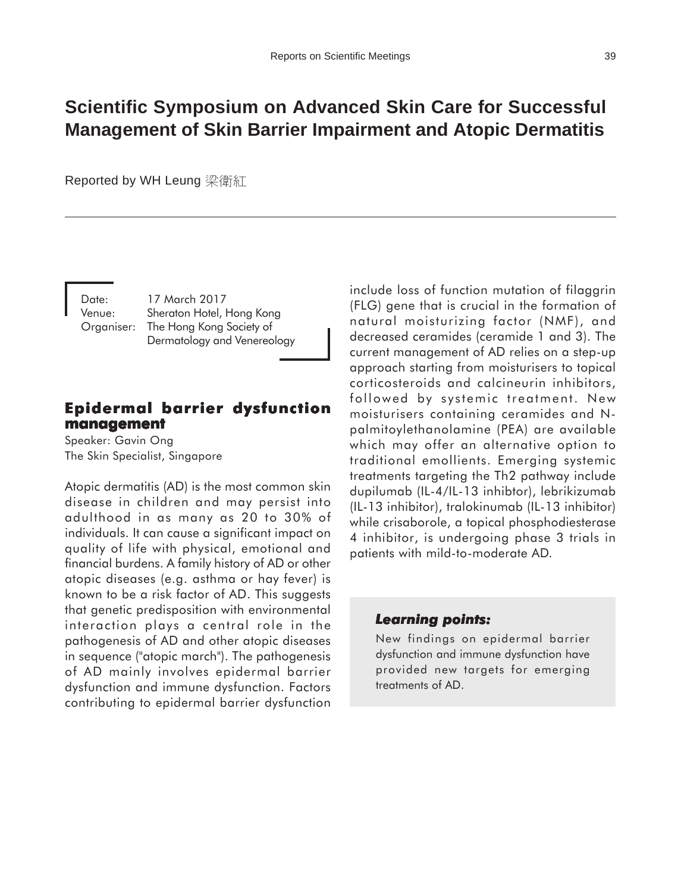# Scientific Symposium on Advanced Skin Care for Successful Management of Skin Barrier Impairment and Atopic Dermatitis

Reported by WH Leung 梁衛紅

Date: 17 March 2017
Venue: Sheraton Hotel, Hong Kong
Organiser: The Hong Kong Society of Dermatology and Venereology

## Epidermal barrier dysfunction management

Speaker: Gavin Ong
The Skin Specialist, Singapore

Atopic dermatitis (AD) is the most common skin disease in children and may persist into adulthood in as many as 20 to 30% of individuals. It can cause a significant impact on quality of life with physical, emotional and financial burdens. A family history of AD or other atopic diseases (e.g. asthma or hay fever) is known to be a risk factor of AD. This suggests that genetic predisposition with environmental interaction plays a central role in the pathogenesis of AD and other atopic diseases in sequence ("atopic march"). The pathogenesis of AD mainly involves epidermal barrier dysfunction and immune dysfunction. Factors contributing to epidermal barrier dysfunction include loss of function mutation of filaggrin (FLG) gene that is crucial in the formation of natural moisturizing factor (NMF), and decreased ceramides (ceramide 1 and 3). The current management of AD relies on a step-up approach starting from moisturisers to topical corticosteroids and calcineurin inhibitors, followed by systemic treatment. New moisturisers containing ceramides and N-palmitoylethanolamine (PEA) are available which may offer an alternative option to traditional emollients. Emerging systemic treatments targeting the Th2 pathway include dupilumab (IL-4/IL-13 inhibtor), lebrikizumab (IL-13 inhibitor), tralokinumab (IL-13 inhibitor) while crisaborole, a topical phosphodiesterase 4 inhibitor, is undergoing phase 3 trials in patients with mild-to-moderate AD.

***Learning points:***

New findings on epidermal barrier dysfunction and immune dysfunction have provided new targets for emerging treatments of AD.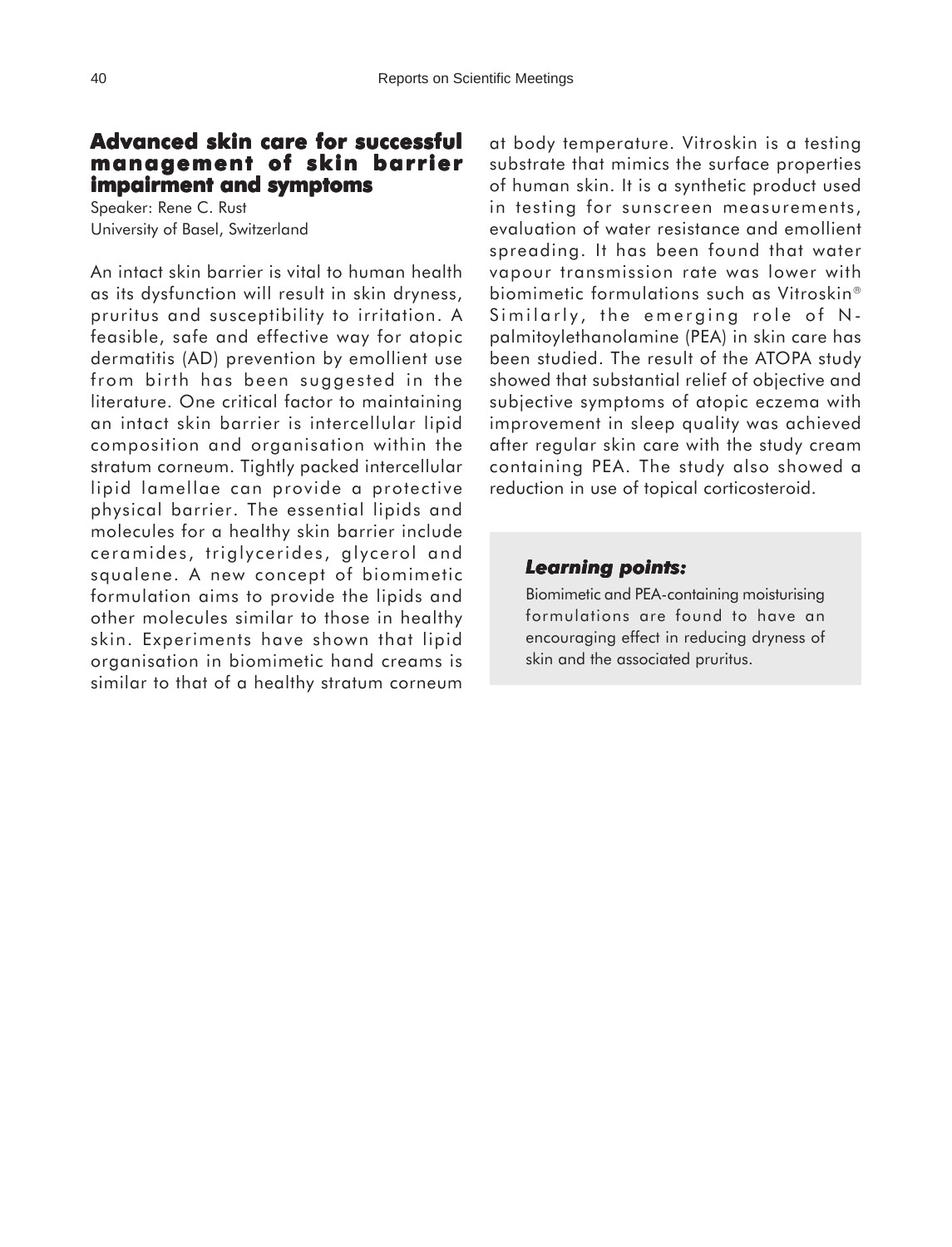## Advanced skin care for successful management of skin barrier impairment and symptoms

Speaker: Rene C. Rust
University of Basel, Switzerland

An intact skin barrier is vital to human health as its dysfunction will result in skin dryness, pruritus and susceptibility to irritation. A feasible, safe and effective way for atopic dermatitis (AD) prevention by emollient use from birth has been suggested in the literature. One critical factor to maintaining an intact skin barrier is intercellular lipid composition and organisation within the stratum corneum. Tightly packed intercellular lipid lamellae can provide a protective physical barrier. The essential lipids and molecules for a healthy skin barrier include ceramides, triglycerides, glycerol and squalene. A new concept of biomimetic formulation aims to provide the lipids and other molecules similar to those in healthy skin. Experiments have shown that lipid organisation in biomimetic hand creams is similar to that of a healthy stratum corneum at body temperature. Vitroskin is a testing substrate that mimics the surface properties of human skin. It is a synthetic product used in testing for sunscreen measurements, evaluation of water resistance and emollient spreading. It has been found that water vapour transmission rate was lower with biomimetic formulations such as Vitroskin® Similarly, the emerging role of N-palmitoylethanolamine (PEA) in skin care has been studied. The result of the ATOPA study showed that substantial relief of objective and subjective symptoms of atopic eczema with improvement in sleep quality was achieved after regular skin care with the study cream containing PEA. The study also showed a reduction in use of topical corticosteroid.

***Learning points:***

Biomimetic and PEA-containing moisturising formulations are found to have an encouraging effect in reducing dryness of skin and the associated pruritus.